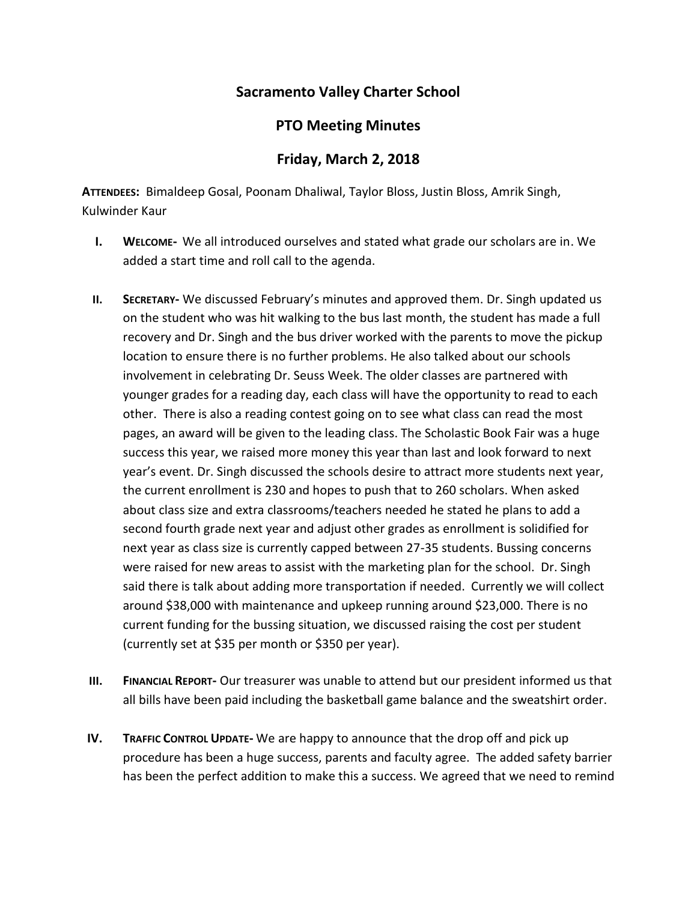# Sacramento Valley Charter School

## PTO Meeting Minutes

## Friday, March 2, 2018

**ATTENDEES:** Bimaldeep Gosal, Poonam Dhaliwal, Taylor Bloss, Justin Bloss, Amrik Singh, Kulwinder Kaur

I. **WELCOME-** We all introduced ourselves and stated what grade our scholars are in. We added a start time and roll call to the agenda.

II. **SECRETARY-** We discussed February's minutes and approved them. Dr. Singh updated us on the student who was hit walking to the bus last month, the student has made a full recovery and Dr. Singh and the bus driver worked with the parents to move the pickup location to ensure there is no further problems. He also talked about our schools involvement in celebrating Dr. Seuss Week. The older classes are partnered with younger grades for a reading day, each class will have the opportunity to read to each other. There is also a reading contest going on to see what class can read the most pages, an award will be given to the leading class. The Scholastic Book Fair was a huge success this year, we raised more money this year than last and look forward to next year's event. Dr. Singh discussed the schools desire to attract more students next year, the current enrollment is 230 and hopes to push that to 260 scholars. When asked about class size and extra classrooms/teachers needed he stated he plans to add a second fourth grade next year and adjust other grades as enrollment is solidified for next year as class size is currently capped between 27-35 students. Bussing concerns were raised for new areas to assist with the marketing plan for the school. Dr. Singh said there is talk about adding more transportation if needed. Currently we will collect around $38,000 with maintenance and upkeep running around $23,000. There is no current funding for the bussing situation, we discussed raising the cost per student (currently set at $35 per month or $350 per year).

III. **FINANCIAL REPORT-** Our treasurer was unable to attend but our president informed us that all bills have been paid including the basketball game balance and the sweatshirt order.

IV. **TRAFFIC CONTROL UPDATE-** We are happy to announce that the drop off and pick up procedure has been a huge success, parents and faculty agree. The added safety barrier has been the perfect addition to make this a success. We agreed that we need to remind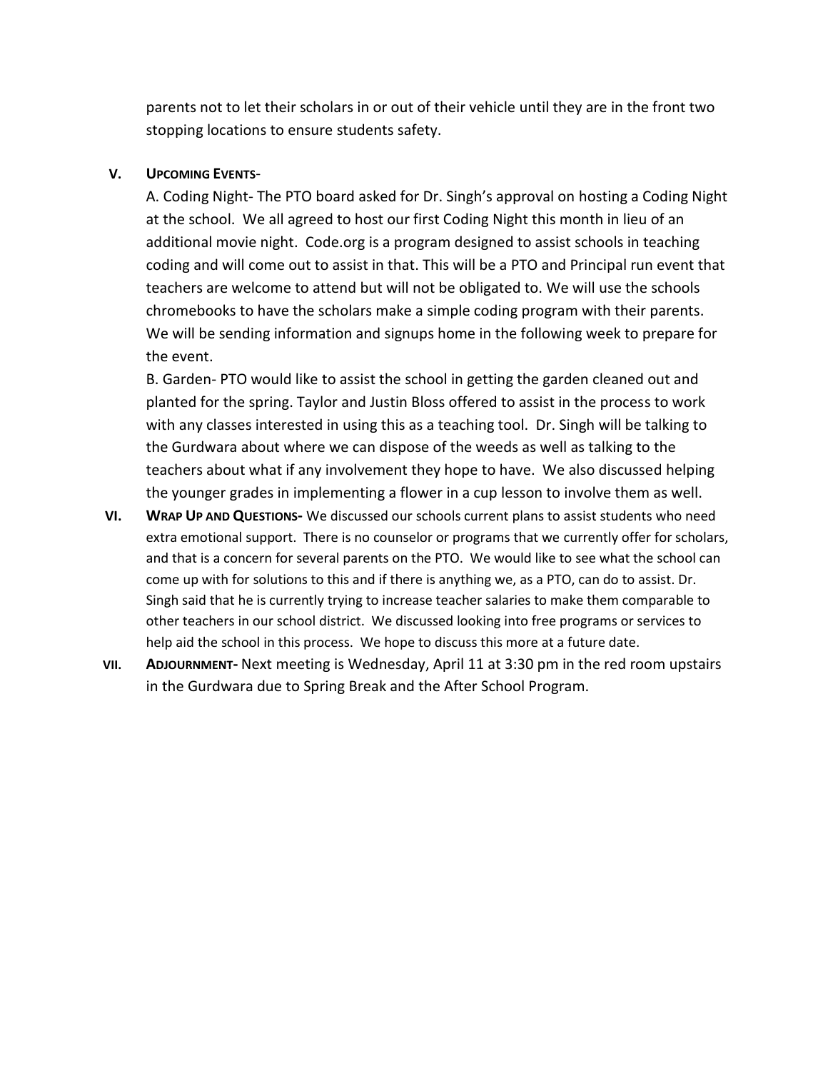parents not to let their scholars in or out of their vehicle until they are in the front two stopping locations to ensure students safety.

V. **UPCOMING EVENTS**-

A. Coding Night- The PTO board asked for Dr. Singh's approval on hosting a Coding Night at the school. We all agreed to host our first Coding Night this month in lieu of an additional movie night. Code.org is a program designed to assist schools in teaching coding and will come out to assist in that. This will be a PTO and Principal run event that teachers are welcome to attend but will not be obligated to. We will use the schools chromebooks to have the scholars make a simple coding program with their parents. We will be sending information and signups home in the following week to prepare for the event.

B. Garden- PTO would like to assist the school in getting the garden cleaned out and planted for the spring. Taylor and Justin Bloss offered to assist in the process to work with any classes interested in using this as a teaching tool. Dr. Singh will be talking to the Gurdwara about where we can dispose of the weeds as well as talking to the teachers about what if any involvement they hope to have. We also discussed helping the younger grades in implementing a flower in a cup lesson to involve them as well.

VI. **WRAP UP AND QUESTIONS-** We discussed our schools current plans to assist students who need extra emotional support. There is no counselor or programs that we currently offer for scholars, and that is a concern for several parents on the PTO. We would like to see what the school can come up with for solutions to this and if there is anything we, as a PTO, can do to assist. Dr. Singh said that he is currently trying to increase teacher salaries to make them comparable to other teachers in our school district. We discussed looking into free programs or services to help aid the school in this process. We hope to discuss this more at a future date.

VII. **ADJOURNMENT-** Next meeting is Wednesday, April 11 at 3:30 pm in the red room upstairs in the Gurdwara due to Spring Break and the After School Program.